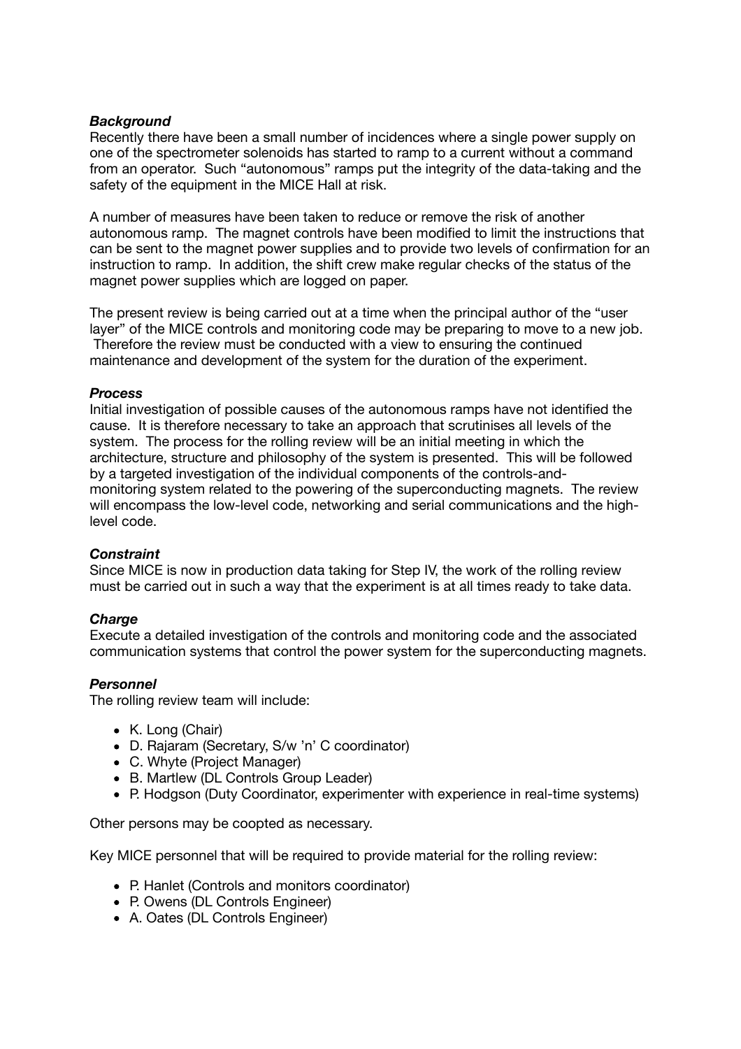***Background***

Recently there have been a small number of incidences where a single power supply on one of the spectrometer solenoids has started to ramp to a current without a command from an operator. Such "autonomous" ramps put the integrity of the data-taking and the safety of the equipment in the MICE Hall at risk.

A number of measures have been taken to reduce or remove the risk of another autonomous ramp. The magnet controls have been modified to limit the instructions that can be sent to the magnet power supplies and to provide two levels of confirmation for an instruction to ramp. In addition, the shift crew make regular checks of the status of the magnet power supplies which are logged on paper.

The present review is being carried out at a time when the principal author of the "user layer" of the MICE controls and monitoring code may be preparing to move to a new job. Therefore the review must be conducted with a view to ensuring the continued maintenance and development of the system for the duration of the experiment.

***Process***

Initial investigation of possible causes of the autonomous ramps have not identified the cause. It is therefore necessary to take an approach that scrutinises all levels of the system. The process for the rolling review will be an initial meeting in which the architecture, structure and philosophy of the system is presented. This will be followed by a targeted investigation of the individual components of the controls-and-monitoring system related to the powering of the superconducting magnets. The review will encompass the low-level code, networking and serial communications and the high-level code.

***Constraint***

Since MICE is now in production data taking for Step IV, the work of the rolling review must be carried out in such a way that the experiment is at all times ready to take data.

***Charge***

Execute a detailed investigation of the controls and monitoring code and the associated communication systems that control the power system for the superconducting magnets.

***Personnel***

The rolling review team will include:

- K. Long (Chair)
- D. Rajaram (Secretary, S/w 'n' C coordinator)
- C. Whyte (Project Manager)
- B. Martlew (DL Controls Group Leader)
- P. Hodgson (Duty Coordinator, experimenter with experience in real-time systems)

Other persons may be coopted as necessary.

Key MICE personnel that will be required to provide material for the rolling review:

- P. Hanlet (Controls and monitors coordinator)
- P. Owens (DL Controls Engineer)
- A. Oates (DL Controls Engineer)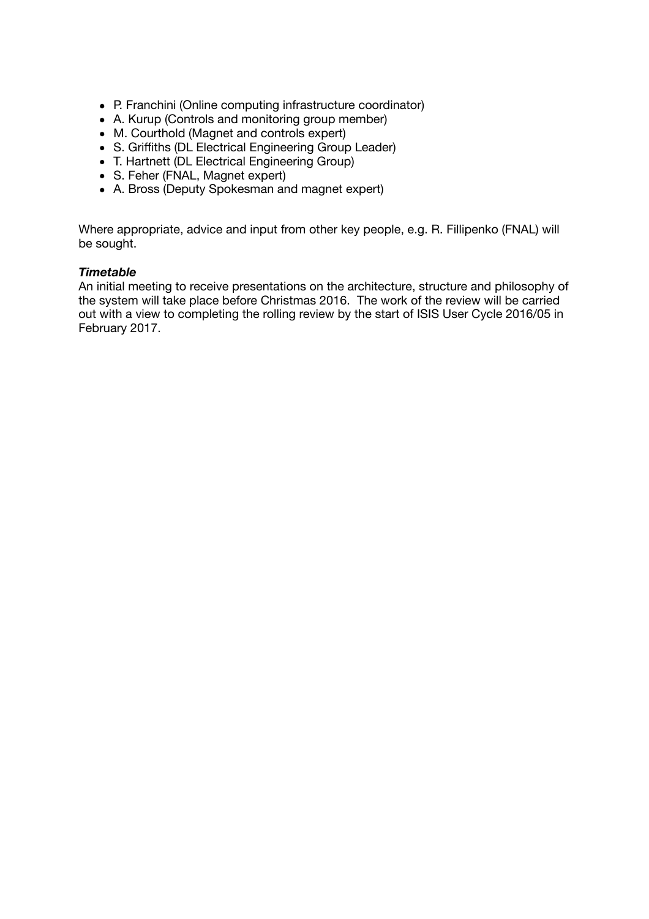- P. Franchini (Online computing infrastructure coordinator)
- A. Kurup (Controls and monitoring group member)
- M. Courthold (Magnet and controls expert)
- S. Griffiths (DL Electrical Engineering Group Leader)
- T. Hartnett (DL Electrical Engineering Group)
- S. Feher (FNAL, Magnet expert)
- A. Bross (Deputy Spokesman and magnet expert)

Where appropriate, advice and input from other key people, e.g. R. Fillipenko (FNAL) will be sought.

***Timetable***

An initial meeting to receive presentations on the architecture, structure and philosophy of the system will take place before Christmas 2016. The work of the review will be carried out with a view to completing the rolling review by the start of ISIS User Cycle 2016/05 in February 2017.